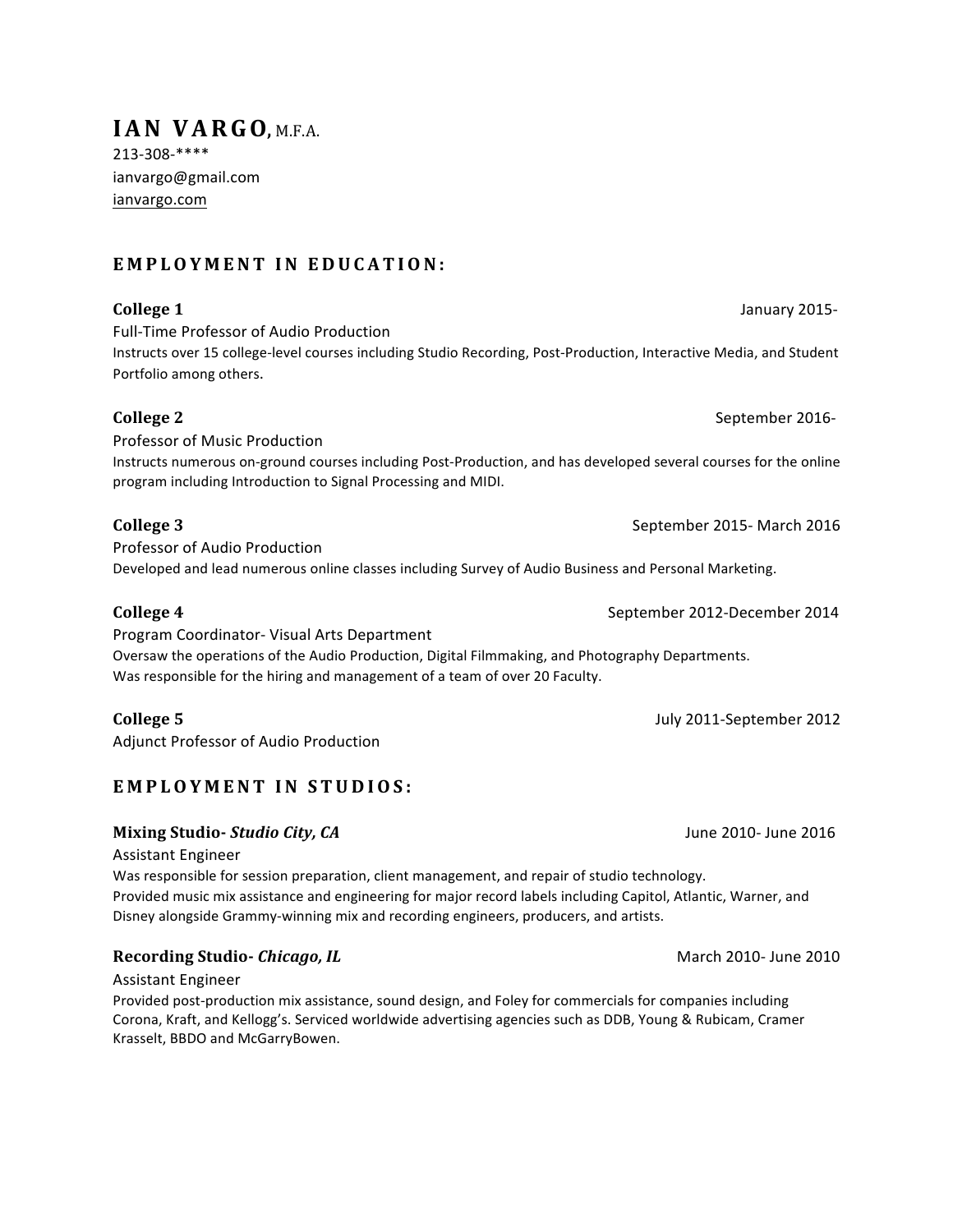# IAN VARGO, M.F.A.

213-308-****
ianvargo@gmail.com
ianvargo.com

## EMPLOYMENT IN EDUCATION:

**College 1** January 2015-

Full-Time Professor of Audio Production

Instructs over 15 college-level courses including Studio Recording, Post-Production, Interactive Media, and Student Portfolio among others.

**College 2** September 2016-

Professor of Music Production

Instructs numerous on-ground courses including Post-Production, and has developed several courses for the online program including Introduction to Signal Processing and MIDI.

**College 3** September 2015- March 2016

Professor of Audio Production

Developed and lead numerous online classes including Survey of Audio Business and Personal Marketing.

**College 4** September 2012-December 2014

Program Coordinator- Visual Arts Department

Oversaw the operations of the Audio Production, Digital Filmmaking, and Photography Departments.
Was responsible for the hiring and management of a team of over 20 Faculty.

**College 5** July 2011-September 2012

Adjunct Professor of Audio Production

## EMPLOYMENT IN STUDIOS:

**Mixing Studio- *Studio City, CA*** June 2010- June 2016

Assistant Engineer

Was responsible for session preparation, client management, and repair of studio technology.
Provided music mix assistance and engineering for major record labels including Capitol, Atlantic, Warner, and Disney alongside Grammy-winning mix and recording engineers, producers, and artists.

**Recording Studio- *Chicago, IL*** March 2010- June 2010

Assistant Engineer

Provided post-production mix assistance, sound design, and Foley for commercials for companies including Corona, Kraft, and Kellogg's. Serviced worldwide advertising agencies such as DDB, Young & Rubicam, Cramer Krasselt, BBDO and McGarryBowen.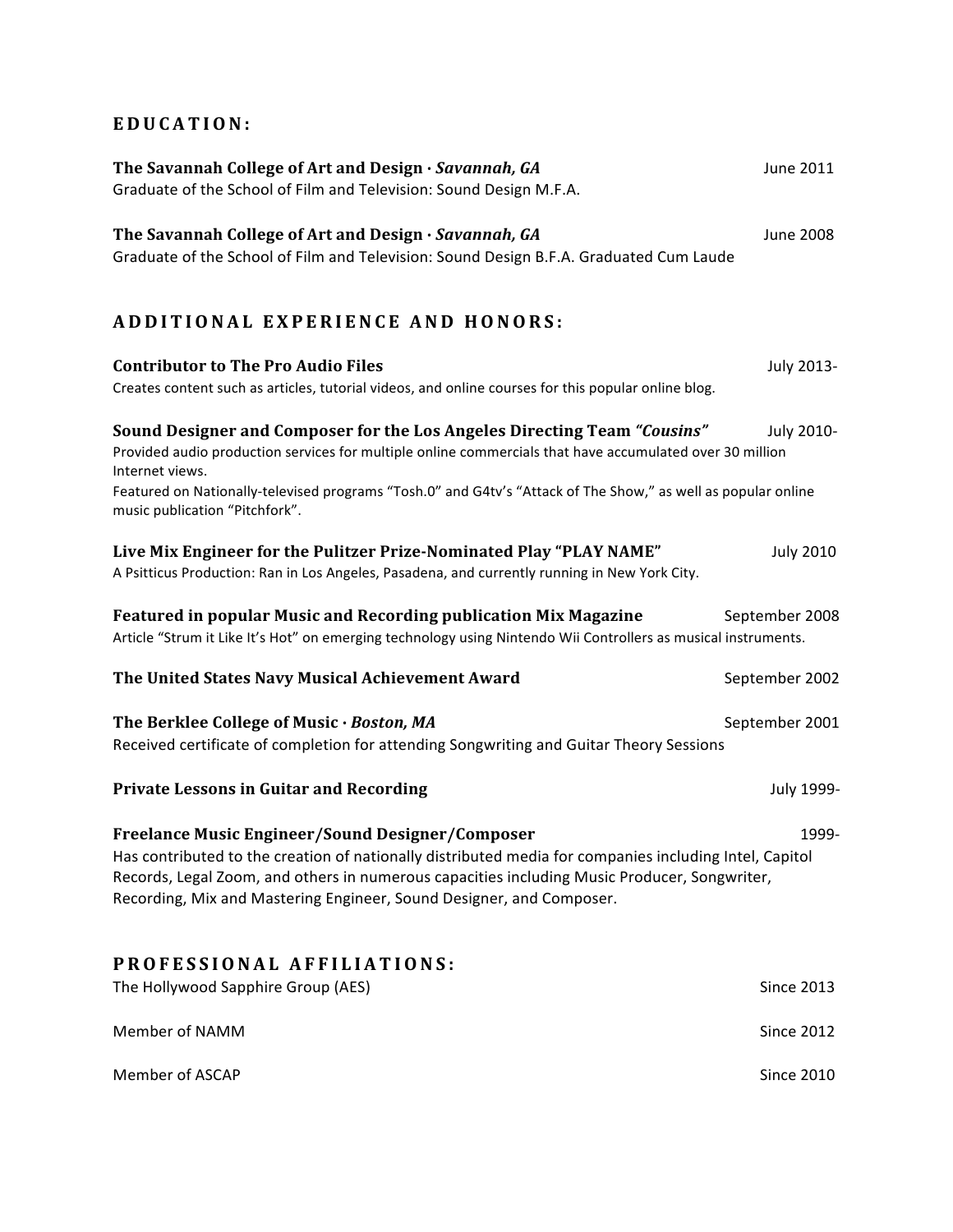## EDUCATION:

**The Savannah College of Art and Design · *Savannah, GA*** June 2011
Graduate of the School of Film and Television: Sound Design M.F.A.

**The Savannah College of Art and Design · *Savannah, GA*** June 2008
Graduate of the School of Film and Television: Sound Design B.F.A. Graduated Cum Laude

## ADDITIONAL EXPERIENCE AND HONORS:

**Contributor to The Pro Audio Files** July 2013-
Creates content such as articles, tutorial videos, and online courses for this popular online blog.

**Sound Designer and Composer for the Los Angeles Directing Team *"Cousins"*** July 2010-
Provided audio production services for multiple online commercials that have accumulated over 30 million Internet views.
Featured on Nationally-televised programs "Tosh.0" and G4tv's "Attack of The Show," as well as popular online music publication "Pitchfork".

**Live Mix Engineer for the Pulitzer Prize-Nominated Play "PLAY NAME"** July 2010
A Psitticus Production: Ran in Los Angeles, Pasadena, and currently running in New York City.

**Featured in popular Music and Recording publication Mix Magazine** September 2008
Article "Strum it Like It's Hot" on emerging technology using Nintendo Wii Controllers as musical instruments.

**The United States Navy Musical Achievement Award** September 2002

**The Berklee College of Music · *Boston, MA*** September 2001
Received certificate of completion for attending Songwriting and Guitar Theory Sessions

**Private Lessons in Guitar and Recording** July 1999-

**Freelance Music Engineer/Sound Designer/Composer** 1999-
Has contributed to the creation of nationally distributed media for companies including Intel, Capitol Records, Legal Zoom, and others in numerous capacities including Music Producer, Songwriter, Recording, Mix and Mastering Engineer, Sound Designer, and Composer.

## PROFESSIONAL AFFILIATIONS:

The Hollywood Sapphire Group (AES) Since 2013

Member of NAMM Since 2012

Member of ASCAP Since 2010